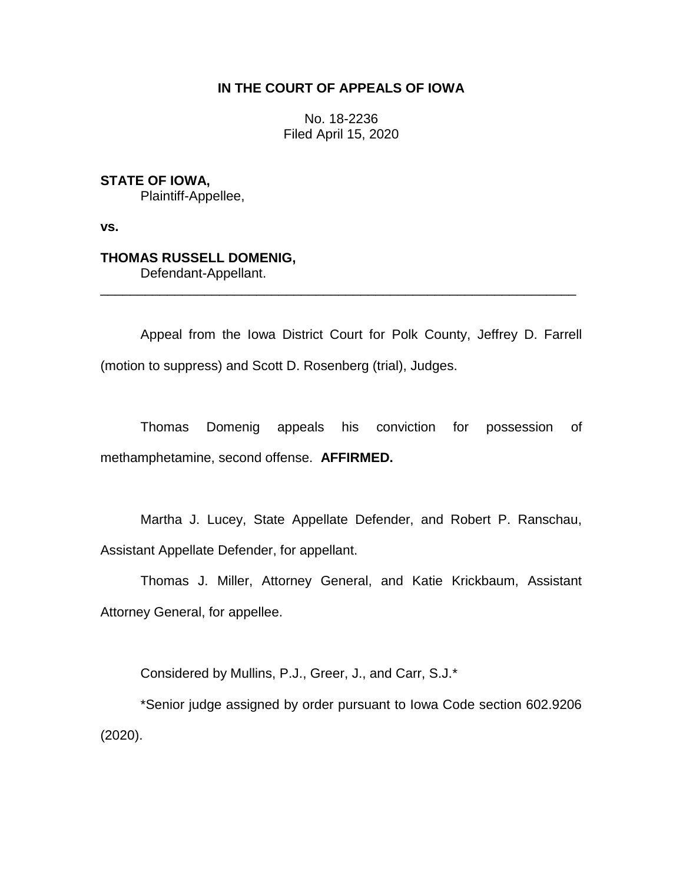**IN THE COURT OF APPEALS OF IOWA**

No. 18-2236
Filed April 15, 2020

**STATE OF IOWA,**
Plaintiff-Appellee,

**vs.**

**THOMAS RUSSELL DOMENIG,**
Defendant-Appellant.

---

Appeal from the Iowa District Court for Polk County, Jeffrey D. Farrell (motion to suppress) and Scott D. Rosenberg (trial), Judges.

Thomas Domenig appeals his conviction for possession of methamphetamine, second offense. **AFFIRMED.**

Martha J. Lucey, State Appellate Defender, and Robert P. Ranschau, Assistant Appellate Defender, for appellant.

Thomas J. Miller, Attorney General, and Katie Krickbaum, Assistant Attorney General, for appellee.

Considered by Mullins, P.J., Greer, J., and Carr, S.J.*

*Senior judge assigned by order pursuant to Iowa Code section 602.9206 (2020).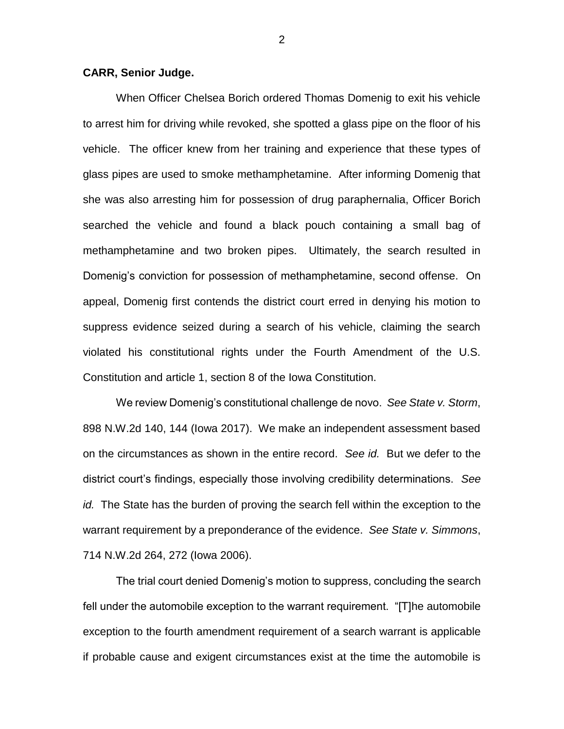**CARR, Senior Judge.**

When Officer Chelsea Borich ordered Thomas Domenig to exit his vehicle to arrest him for driving while revoked, she spotted a glass pipe on the floor of his vehicle. The officer knew from her training and experience that these types of glass pipes are used to smoke methamphetamine. After informing Domenig that she was also arresting him for possession of drug paraphernalia, Officer Borich searched the vehicle and found a black pouch containing a small bag of methamphetamine and two broken pipes. Ultimately, the search resulted in Domenig's conviction for possession of methamphetamine, second offense. On appeal, Domenig first contends the district court erred in denying his motion to suppress evidence seized during a search of his vehicle, claiming the search violated his constitutional rights under the Fourth Amendment of the U.S. Constitution and article 1, section 8 of the Iowa Constitution.

We review Domenig's constitutional challenge de novo. *See State v. Storm*, 898 N.W.2d 140, 144 (Iowa 2017). We make an independent assessment based on the circumstances as shown in the entire record. *See id.* But we defer to the district court's findings, especially those involving credibility determinations. *See id.* The State has the burden of proving the search fell within the exception to the warrant requirement by a preponderance of the evidence. *See State v. Simmons*, 714 N.W.2d 264, 272 (Iowa 2006).

The trial court denied Domenig's motion to suppress, concluding the search fell under the automobile exception to the warrant requirement. "[T]he automobile exception to the fourth amendment requirement of a search warrant is applicable if probable cause and exigent circumstances exist at the time the automobile is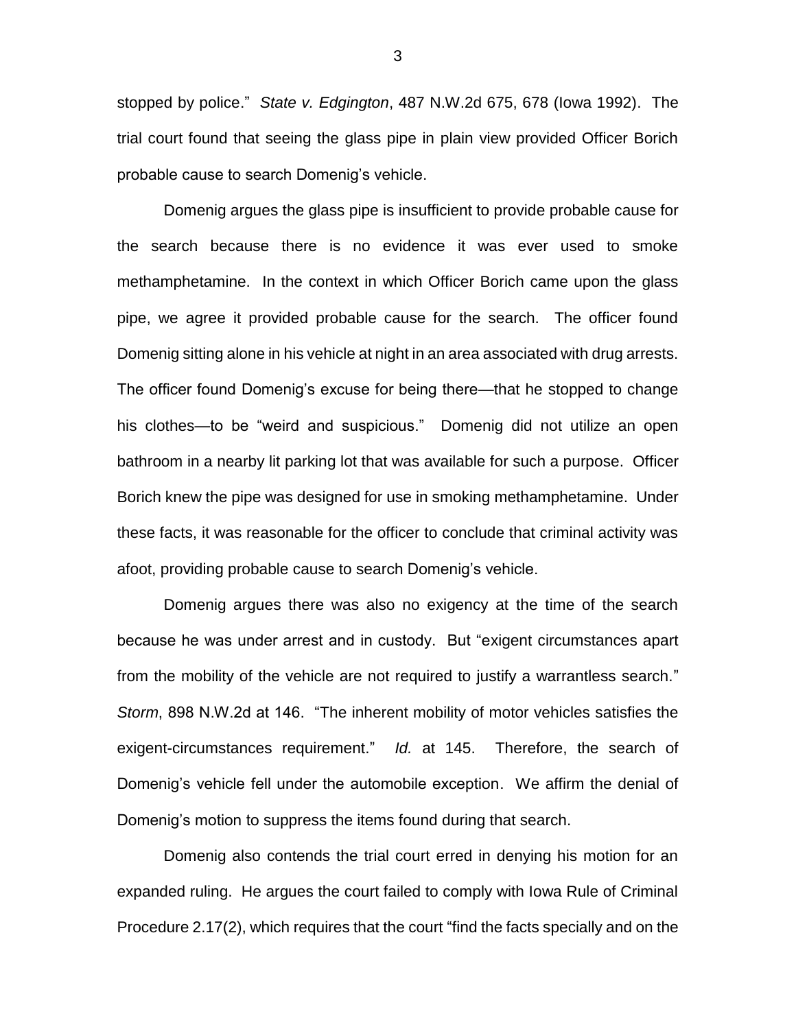stopped by police." *State v. Edgington*, 487 N.W.2d 675, 678 (Iowa 1992). The trial court found that seeing the glass pipe in plain view provided Officer Borich probable cause to search Domenig's vehicle.

Domenig argues the glass pipe is insufficient to provide probable cause for the search because there is no evidence it was ever used to smoke methamphetamine. In the context in which Officer Borich came upon the glass pipe, we agree it provided probable cause for the search. The officer found Domenig sitting alone in his vehicle at night in an area associated with drug arrests. The officer found Domenig's excuse for being there—that he stopped to change his clothes—to be "weird and suspicious." Domenig did not utilize an open bathroom in a nearby lit parking lot that was available for such a purpose. Officer Borich knew the pipe was designed for use in smoking methamphetamine. Under these facts, it was reasonable for the officer to conclude that criminal activity was afoot, providing probable cause to search Domenig's vehicle.

Domenig argues there was also no exigency at the time of the search because he was under arrest and in custody. But "exigent circumstances apart from the mobility of the vehicle are not required to justify a warrantless search." *Storm*, 898 N.W.2d at 146. "The inherent mobility of motor vehicles satisfies the exigent-circumstances requirement." *Id.* at 145. Therefore, the search of Domenig's vehicle fell under the automobile exception. We affirm the denial of Domenig's motion to suppress the items found during that search.

Domenig also contends the trial court erred in denying his motion for an expanded ruling. He argues the court failed to comply with Iowa Rule of Criminal Procedure 2.17(2), which requires that the court "find the facts specially and on the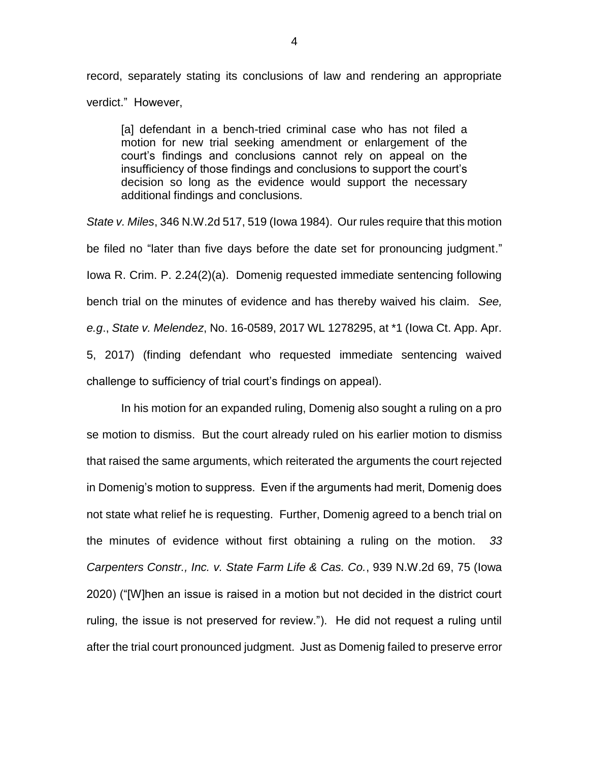record, separately stating its conclusions of law and rendering an appropriate verdict." However,

> [a] defendant in a bench-tried criminal case who has not filed a motion for new trial seeking amendment or enlargement of the court's findings and conclusions cannot rely on appeal on the insufficiency of those findings and conclusions to support the court's decision so long as the evidence would support the necessary additional findings and conclusions.

*State v. Miles*, 346 N.W.2d 517, 519 (Iowa 1984). Our rules require that this motion be filed no "later than five days before the date set for pronouncing judgment." Iowa R. Crim. P. 2.24(2)(a). Domenig requested immediate sentencing following bench trial on the minutes of evidence and has thereby waived his claim. *See, e.g.*, *State v. Melendez*, No. 16-0589, 2017 WL 1278295, at *1 (Iowa Ct. App. Apr. 5, 2017) (finding defendant who requested immediate sentencing waived challenge to sufficiency of trial court's findings on appeal).

In his motion for an expanded ruling, Domenig also sought a ruling on a pro se motion to dismiss. But the court already ruled on his earlier motion to dismiss that raised the same arguments, which reiterated the arguments the court rejected in Domenig's motion to suppress. Even if the arguments had merit, Domenig does not state what relief he is requesting. Further, Domenig agreed to a bench trial on the minutes of evidence without first obtaining a ruling on the motion. *33 Carpenters Constr., Inc. v. State Farm Life & Cas. Co.*, 939 N.W.2d 69, 75 (Iowa 2020) ("[W]hen an issue is raised in a motion but not decided in the district court ruling, the issue is not preserved for review."). He did not request a ruling until after the trial court pronounced judgment. Just as Domenig failed to preserve error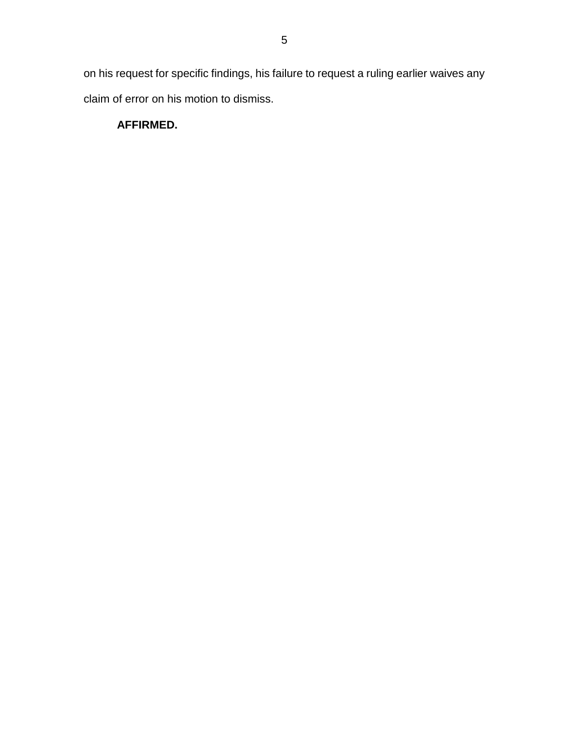on his request for specific findings, his failure to request a ruling earlier waives any claim of error on his motion to dismiss.

**AFFIRMED.**